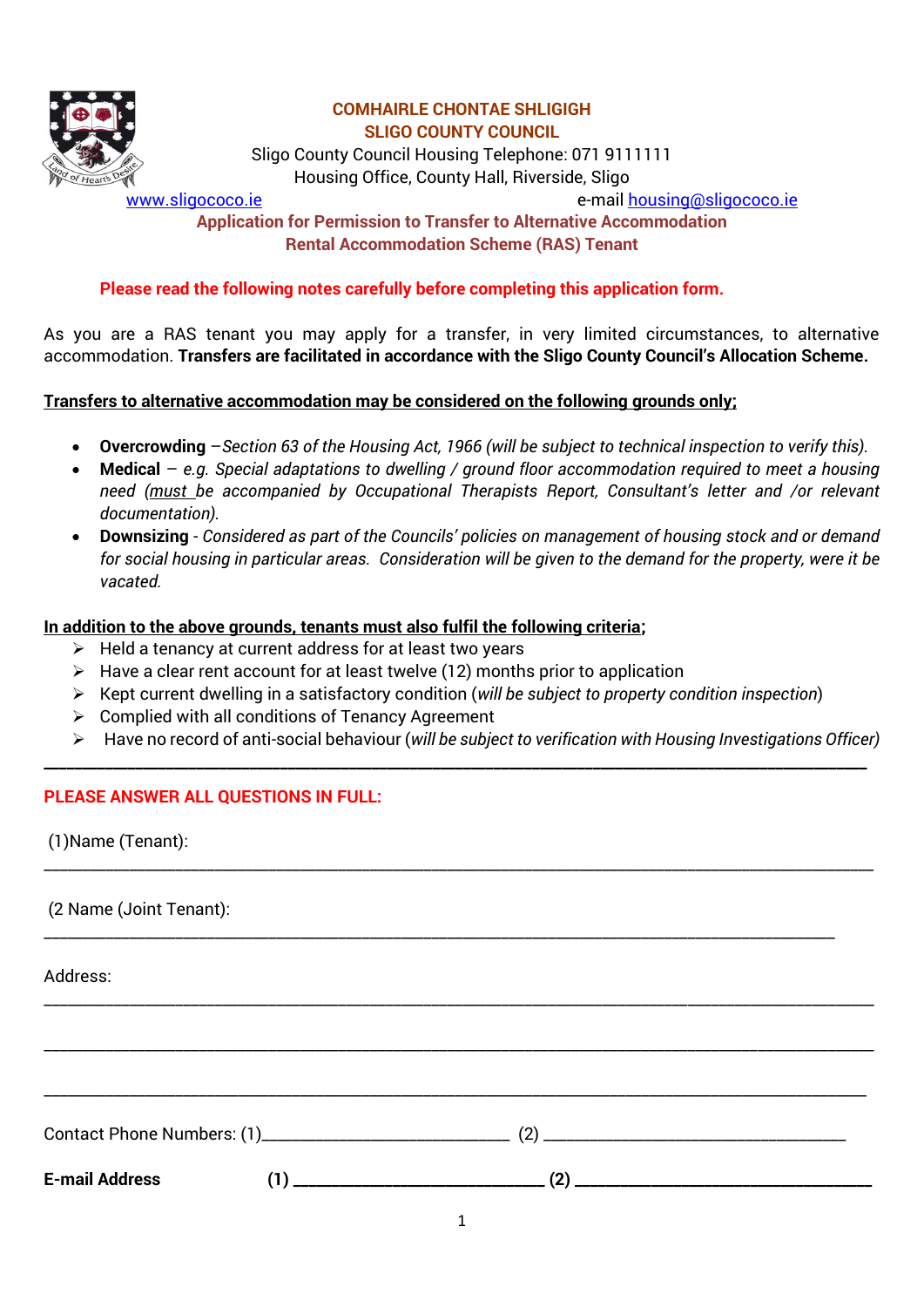**COMHAIRLE CHONTAE SHLIGIGH**
**SLIGO COUNTY COUNCIL**

Sligo County Council Housing Telephone: 071 9111111
Housing Office, County Hall, Riverside, Sligo
www.sligococo.ie e-mail housing@sligococo.ie

# Application for Permission to Transfer to Alternative Accommodation
## Rental Accommodation Scheme (RAS) Tenant

**Please read the following notes carefully before completing this application form.**

As you are a RAS tenant you may apply for a transfer, in very limited circumstances, to alternative accommodation. **Transfers are facilitated in accordance with the Sligo County Council's Allocation Scheme.**

**Transfers to alternative accommodation may be considered on the following grounds only;**

- **Overcrowding** –*Section 63 of the Housing Act, 1966 (will be subject to technical inspection to verify this).*
- **Medical** – *e.g. Special adaptations to dwelling / ground floor accommodation required to meet a housing need (must be accompanied by Occupational Therapists Report, Consultant's letter and /or relevant documentation).*
- **Downsizing** - *Considered as part of the Councils' policies on management of housing stock and or demand for social housing in particular areas. Consideration will be given to the demand for the property, were it be vacated.*

**In addition to the above grounds, tenants must also fulfil the following criteria;**

- Held a tenancy at current address for at least two years
- Have a clear rent account for at least twelve (12) months prior to application
- Kept current dwelling in a satisfactory condition (*will be subject to property condition inspection*)
- Complied with all conditions of Tenancy Agreement
- Have no record of anti-social behaviour (*will be subject to verification with Housing Investigations Officer*)

---

**PLEASE ANSWER ALL QUESTIONS IN FULL:**

(1)Name (Tenant): ______________________________________________

(2 Name (Joint Tenant): ______________________________________________

Address: ______________________________________________

______________________________________________

______________________________________________

Contact Phone Numbers: (1)____________________________ (2) ____________________________

**E-mail Address (1) ____________________________ (2) ____________________________**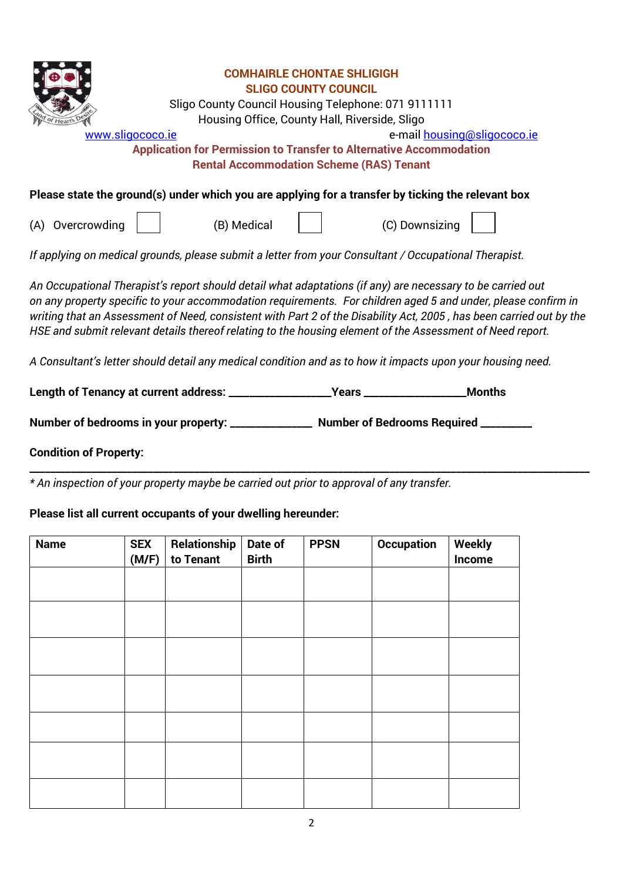**COMHAIRLE CHONTAE SHLIGIGH**
**SLIGO COUNTY COUNCIL**

Sligo County Council Housing Telephone: 071 9111111
Housing Office, County Hall, Riverside, Sligo

www.sligococo.ie e-mail housing@sligococo.ie

## Application for Permission to Transfer to Alternative Accommodation
## Rental Accommodation Scheme (RAS) Tenant

**Please state the ground(s) under which you are applying for a transfer by ticking the relevant box**

(A) Overcrowding ☐ (B) Medical ☐ (C) Downsizing ☐

*If applying on medical grounds, please submit a letter from your Consultant / Occupational Therapist.*

*An Occupational Therapist's report should detail what adaptations (if any) are necessary to be carried out on any property specific to your accommodation requirements. For children aged 5 and under, please confirm in writing that an Assessment of Need, consistent with Part 2 of the Disability Act, 2005 , has been carried out by the HSE and submit relevant details thereof relating to the housing element of the Assessment of Need report.*

*A Consultant's letter should detail any medical condition and as to how it impacts upon your housing need.*

**Length of Tenancy at current address: \_\_\_\_\_\_\_\_\_\_\_\_\_\_\_\_\_\_Years \_\_\_\_\_\_\_\_\_\_\_\_\_\_\_\_\_\_Months**

**Number of bedrooms in your property: \_\_\_\_\_\_\_\_\_\_\_\_\_\_\_ Number of Bedrooms Required \_\_\_\_\_\_\_\_\_**

**Condition of Property:**

\_\_\_\_\_\_\_\_\_\_\_\_\_\_\_\_\_\_\_\_\_\_\_\_\_\_\_\_\_\_\_\_\_\_\_\_\_\_\_\_\_\_\_\_\_\_\_\_\_\_\_\_\_\_\_\_\_\_\_\_\_\_\_\_\_\_\_\_\_\_\_\_\_\_\_\_\_\_\_\_\_\_\_\_\_\_\_\_

*\* An inspection of your property maybe be carried out prior to approval of any transfer.*

**Please list all current occupants of your dwelling hereunder:**

| Name | SEX (M/F) | Relationship to Tenant | Date of Birth | PPSN | Occupation | Weekly Income |
|---|---|---|---|---|---|---|
| | | | | | | |
| | | | | | | |
| | | | | | | |
| | | | | | | |
| | | | | | | |
| | | | | | | |
| | | | | | | |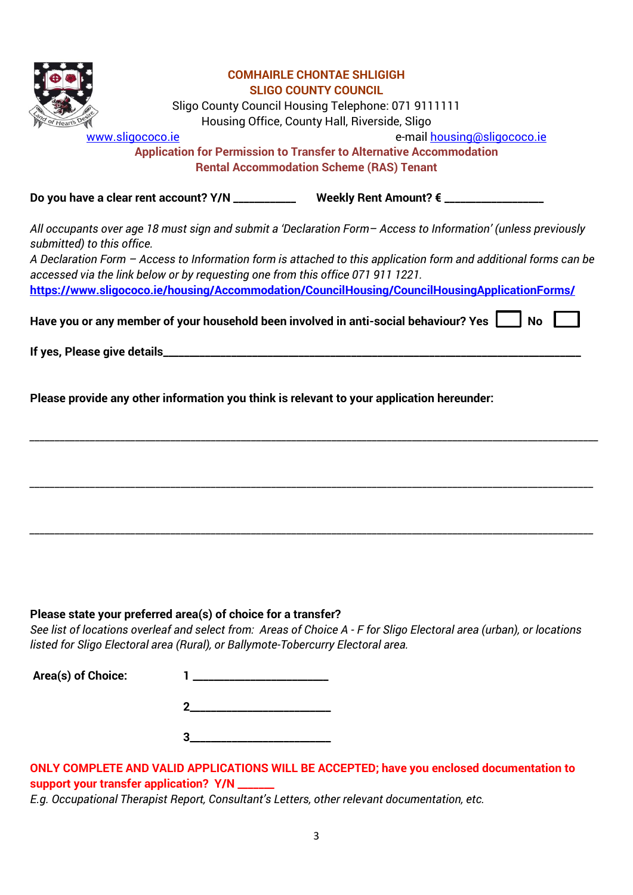**COMHAIRLE CHONTAE SHLIGIGH**
**SLIGO COUNTY COUNCIL**
Sligo County Council Housing Telephone: 071 9111111
Housing Office, County Hall, Riverside, Sligo
www.sligococo.ie e-mail housing@sligococo.ie

**Application for Permission to Transfer to Alternative Accommodation**
**Rental Accommodation Scheme (RAS) Tenant**

**Do you have a clear rent account? Y/N ___________ Weekly Rent Amount? € _________________**

*All occupants over age 18 must sign and submit a 'Declaration Form– Access to Information' (unless previously submitted) to this office.*
*A Declaration Form – Access to Information form is attached to this application form and additional forms can be accessed via the link below or by requesting one from this office 071 911 1221.*
**https://www.sligococo.ie/housing/Accommodation/CouncilHousing/CouncilHousingApplicationForms/**

**Have you or any member of your household been involved in anti-social behaviour? Yes ☐ No ☐**

**If yes, Please give details_______________________________________________________________________**

**Please provide any other information you think is relevant to your application hereunder:**

_____________________________________________________________________________________________

_____________________________________________________________________________________________

_____________________________________________________________________________________________

**Please state your preferred area(s) of choice for a transfer?**
*See list of locations overleaf and select from: Areas of Choice A - F for Sligo Electoral area (urban), or locations listed for Sligo Electoral area (Rural), or Ballymote-Tobercurry Electoral area.*

**Area(s) of Choice:** 1 _______________________

2_______________________

3_______________________

**ONLY COMPLETE AND VALID APPLICATIONS WILL BE ACCEPTED; have you enclosed documentation to support your transfer application? Y/N ______**
*E.g. Occupational Therapist Report, Consultant's Letters, other relevant documentation, etc.*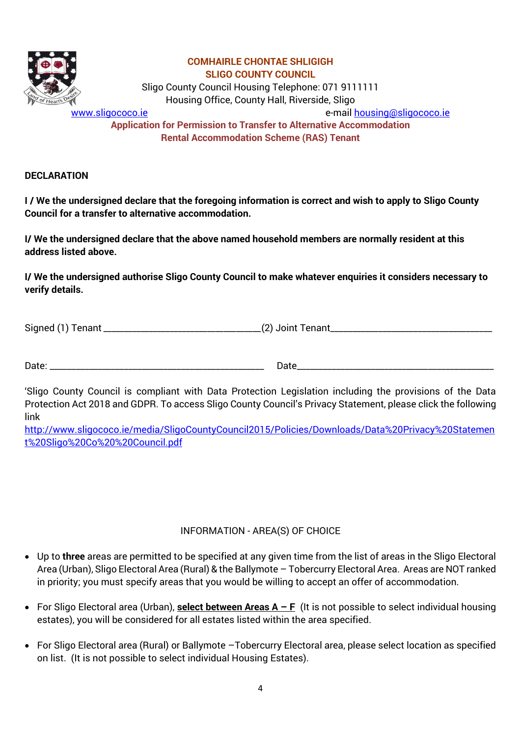**COMHAIRLE CHONTAE SHLIGIGH**
**SLIGO COUNTY COUNCIL**
Sligo County Council Housing Telephone: 071 9111111
Housing Office, County Hall, Riverside, Sligo
www.sligococo.ie e-mail housing@sligococo.ie

**Application for Permission to Transfer to Alternative Accommodation**
**Rental Accommodation Scheme (RAS) Tenant**

## DECLARATION

**I / We the undersigned declare that the foregoing information is correct and wish to apply to Sligo County Council for a transfer to alternative accommodation.**

**I/ We the undersigned declare that the above named household members are normally resident at this address listed above.**

**I/ We the undersigned authorise Sligo County Council to make whatever enquiries it considers necessary to verify details.**

Signed (1) Tenant ________________________________(2) Joint Tenant__________________________________

Date: ______________________________________________ Date__________________________________________

'Sligo County Council is compliant with Data Protection Legislation including the provisions of the Data Protection Act 2018 and GDPR. To access Sligo County Council's Privacy Statement, please click the following link
http://www.sligococo.ie/media/SligoCountyCouncil2015/Policies/Downloads/Data%20Privacy%20Statement%20Sligo%20Co%20%20Council.pdf

## INFORMATION - AREA(S) OF CHOICE

- Up to **three** areas are permitted to be specified at any given time from the list of areas in the Sligo Electoral Area (Urban), Sligo Electoral Area (Rural) & the Ballymote – Tobercurry Electoral Area. Areas are NOT ranked in priority; you must specify areas that you would be willing to accept an offer of accommodation.
- For Sligo Electoral area (Urban), **select between Areas A – F** (It is not possible to select individual housing estates), you will be considered for all estates listed within the area specified.
- For Sligo Electoral area (Rural) or Ballymote –Tobercurry Electoral area, please select location as specified on list. (It is not possible to select individual Housing Estates).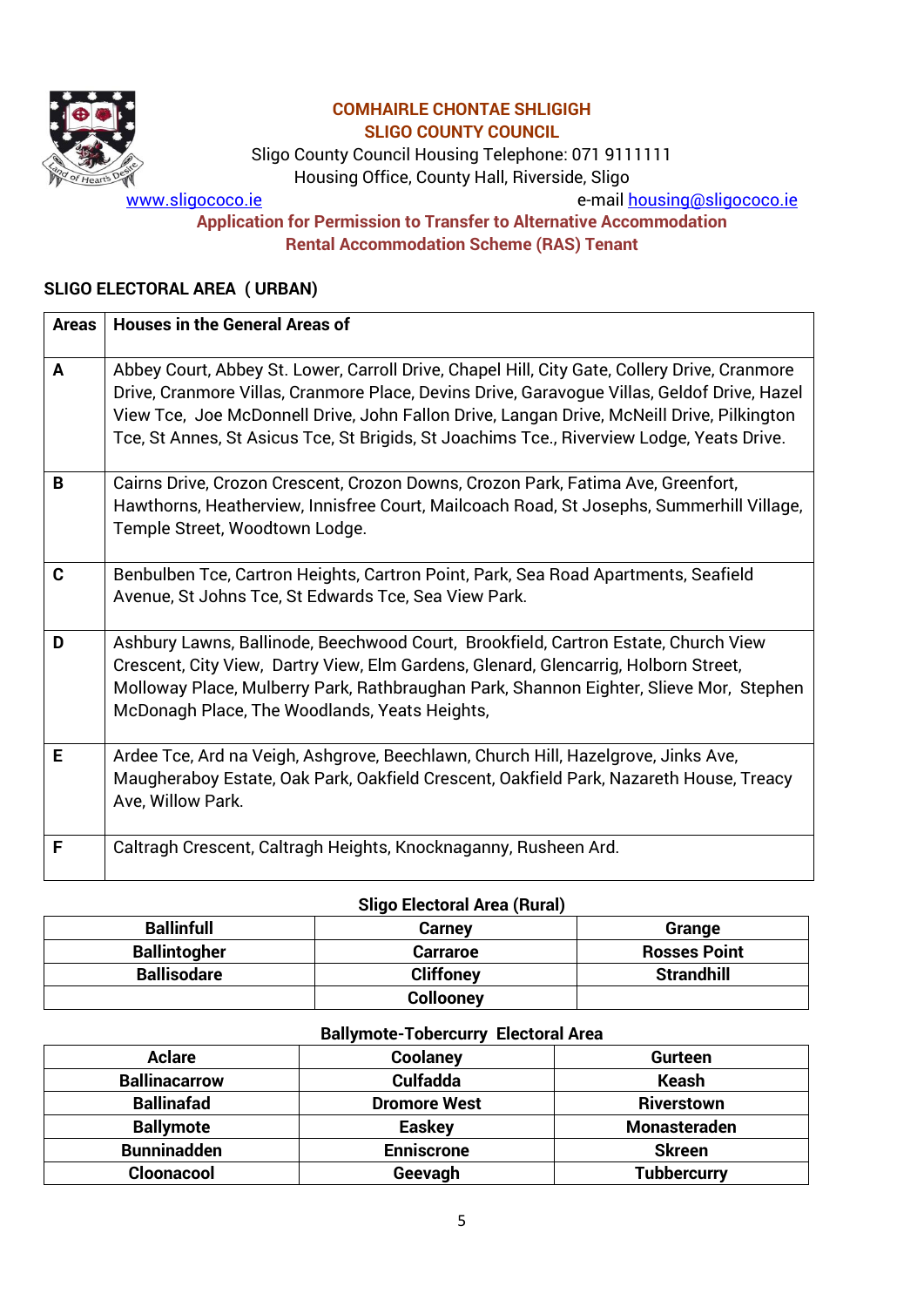**COMHAIRLE CHONTAE SHLIGIGH**
**SLIGO COUNTY COUNCIL**
Sligo County Council Housing Telephone: 071 9111111
Housing Office, County Hall, Riverside, Sligo
www.sligococo.ie e-mail housing@sligococo.ie

**Application for Permission to Transfer to Alternative Accommodation**
**Rental Accommodation Scheme (RAS) Tenant**

## SLIGO ELECTORAL AREA ( URBAN)

| Areas | Houses in the General Areas of |
|---|---|
| A | Abbey Court, Abbey St. Lower, Carroll Drive, Chapel Hill, City Gate, Collery Drive, Cranmore Drive, Cranmore Villas, Cranmore Place, Devins Drive, Garavogue Villas, Geldof Drive, Hazel View Tce, Joe McDonnell Drive, John Fallon Drive, Langan Drive, McNeill Drive, Pilkington Tce, St Annes, St Asicus Tce, St Brigids, St Joachims Tce., Riverview Lodge, Yeats Drive. |
| B | Cairns Drive, Crozon Crescent, Crozon Downs, Crozon Park, Fatima Ave, Greenfort, Hawthorns, Heatherview, Innisfree Court, Mailcoach Road, St Josephs, Summerhill Village, Temple Street, Woodtown Lodge. |
| C | Benbulben Tce, Cartron Heights, Cartron Point, Park, Sea Road Apartments, Seafield Avenue, St Johns Tce, St Edwards Tce, Sea View Park. |
| D | Ashbury Lawns, Ballinode, Beechwood Court, Brookfield, Cartron Estate, Church View Crescent, City View, Dartry View, Elm Gardens, Glenard, Glencarrig, Holborn Street, Molloway Place, Mulberry Park, Rathbraughan Park, Shannon Eighter, Slieve Mor, Stephen McDonagh Place, The Woodlands, Yeats Heights, |
| E | Ardee Tce, Ard na Veigh, Ashgrove, Beechlawn, Church Hill, Hazelgrove, Jinks Ave, Maugheraboy Estate, Oak Park, Oakfield Crescent, Oakfield Park, Nazareth House, Treacy Ave, Willow Park. |
| F | Caltragh Crescent, Caltragh Heights, Knocknaganny, Rusheen Ard. |

**Sligo Electoral Area (Rural)**

| Ballinfull | Carney | Grange |
|---|---|---|
| Ballintogher | Carraroe | Rosses Point |
| Ballisodare | Cliffoney | Strandhill |
| | Collooney | |

**Ballymote-Tobercurry Electoral Area**

| Aclare | Coolaney | Gurteen |
|---|---|---|
| Ballinacarrow | Culfadda | Keash |
| Ballinafad | Dromore West | Riverstown |
| Ballymote | Easkey | Monasteraden |
| Bunninadden | Enniscrone | Skreen |
| Cloonacool | Geevagh | Tubbercurry |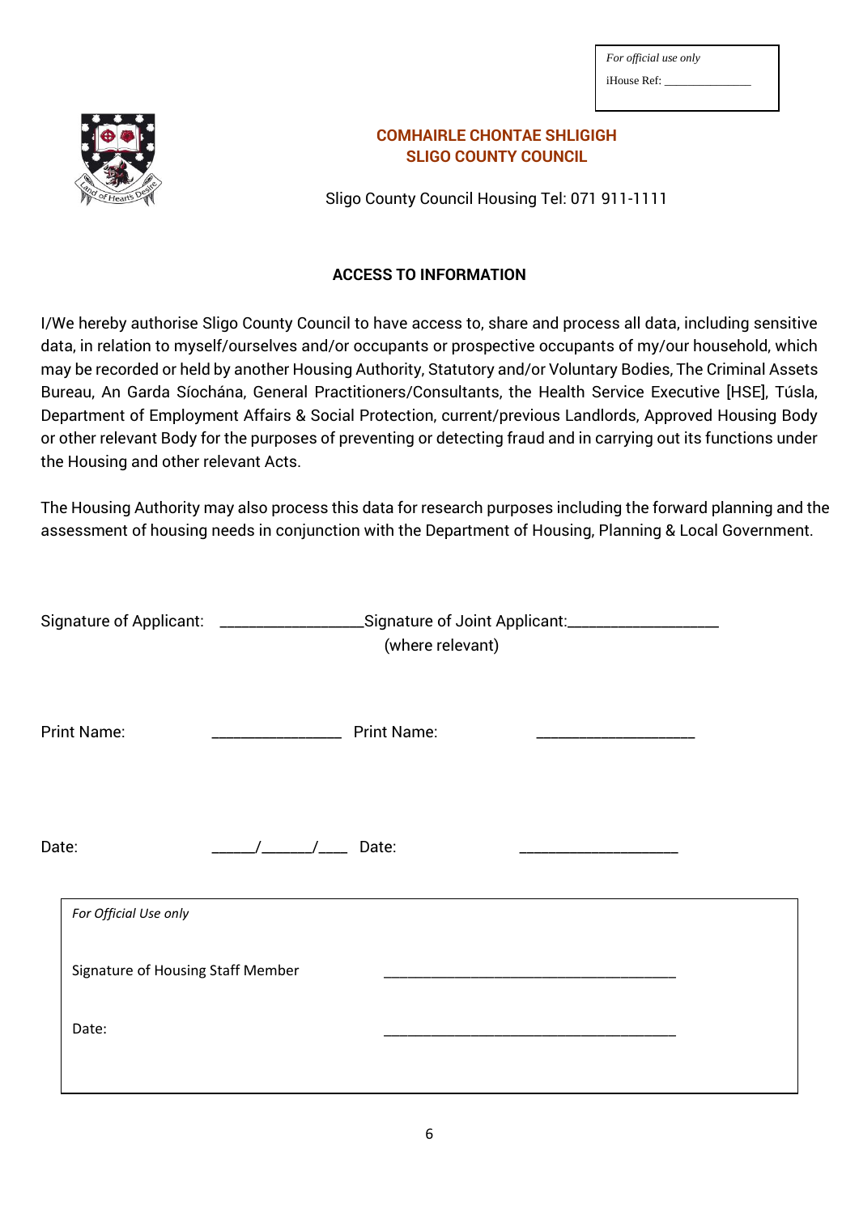*For official use only*

iHouse Ref: _______________

**COMHAIRLE CHONTAE SHLIGIGH**
**SLIGO COUNTY COUNCIL**

Sligo County Council Housing Tel: 071 911-1111

## ACCESS TO INFORMATION

I/We hereby authorise Sligo County Council to have access to, share and process all data, including sensitive data, in relation to myself/ourselves and/or occupants or prospective occupants of my/our household, which may be recorded or held by another Housing Authority, Statutory and/or Voluntary Bodies, The Criminal Assets Bureau, An Garda Síochána, General Practitioners/Consultants, the Health Service Executive [HSE], Túsla, Department of Employment Affairs & Social Protection, current/previous Landlords, Approved Housing Body or other relevant Body for the purposes of preventing or detecting fraud and in carrying out its functions under the Housing and other relevant Acts.

The Housing Authority may also process this data for research purposes including the forward planning and the assessment of housing needs in conjunction with the Department of Housing, Planning & Local Government.

Signature of Applicant: __________________ Signature of Joint Applicant: ___________________
(where relevant)

Print Name: _________________ Print Name: ____________________

Date: ______/_______/____ Date: ____________________

*For Official Use only*

Signature of Housing Staff Member ________________________________________

Date: ________________________________________